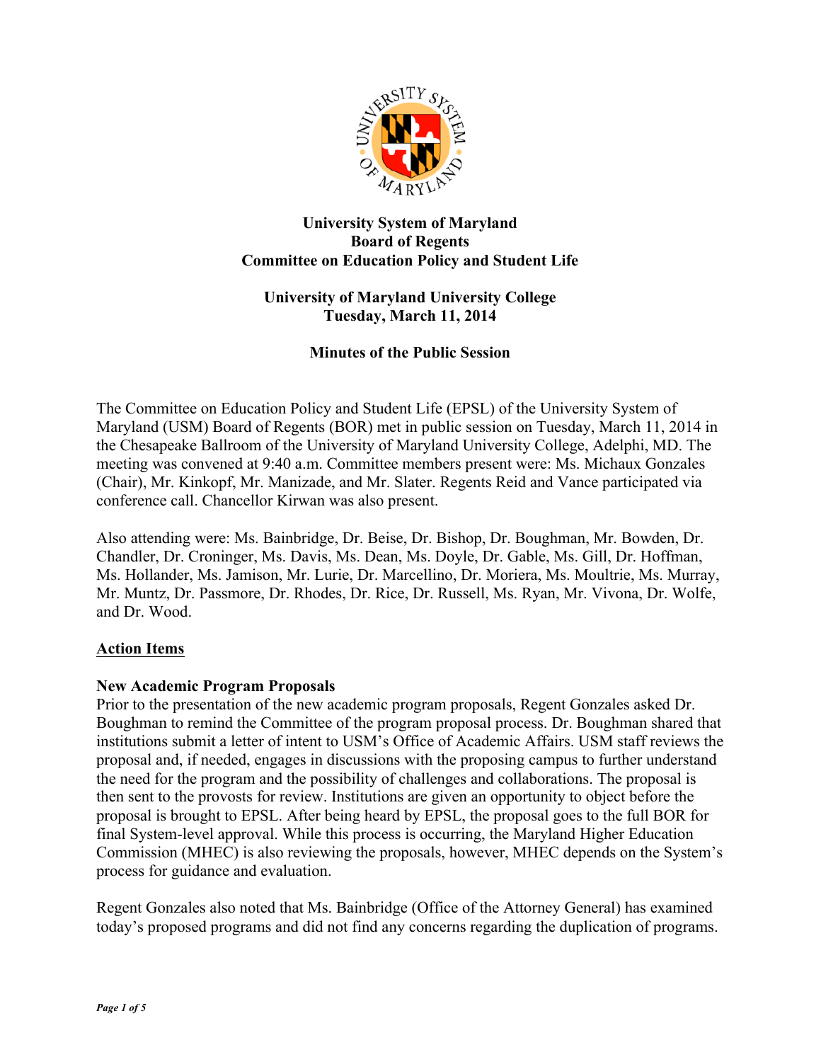**University System of Maryland**
**Board of Regents**
**Committee on Education Policy and Student Life**

**University of Maryland University College**
**Tuesday, March 11, 2014**

**Minutes of the Public Session**

The Committee on Education Policy and Student Life (EPSL) of the University System of Maryland (USM) Board of Regents (BOR) met in public session on Tuesday, March 11, 2014 in the Chesapeake Ballroom of the University of Maryland University College, Adelphi, MD. The meeting was convened at 9:40 a.m. Committee members present were: Ms. Michaux Gonzales (Chair), Mr. Kinkopf, Mr. Manizade, and Mr. Slater. Regents Reid and Vance participated via conference call. Chancellor Kirwan was also present.

Also attending were: Ms. Bainbridge, Dr. Beise, Dr. Bishop, Dr. Boughman, Mr. Bowden, Dr. Chandler, Dr. Croninger, Ms. Davis, Ms. Dean, Ms. Doyle, Dr. Gable, Ms. Gill, Dr. Hoffman, Ms. Hollander, Ms. Jamison, Mr. Lurie, Dr. Marcellino, Dr. Moriera, Ms. Moultrie, Ms. Murray, Mr. Muntz, Dr. Passmore, Dr. Rhodes, Dr. Rice, Dr. Russell, Ms. Ryan, Mr. Vivona, Dr. Wolfe, and Dr. Wood.

## Action Items

### New Academic Program Proposals

Prior to the presentation of the new academic program proposals, Regent Gonzales asked Dr. Boughman to remind the Committee of the program proposal process. Dr. Boughman shared that institutions submit a letter of intent to USM's Office of Academic Affairs. USM staff reviews the proposal and, if needed, engages in discussions with the proposing campus to further understand the need for the program and the possibility of challenges and collaborations. The proposal is then sent to the provosts for review. Institutions are given an opportunity to object before the proposal is brought to EPSL. After being heard by EPSL, the proposal goes to the full BOR for final System-level approval. While this process is occurring, the Maryland Higher Education Commission (MHEC) is also reviewing the proposals, however, MHEC depends on the System's process for guidance and evaluation.

Regent Gonzales also noted that Ms. Bainbridge (Office of the Attorney General) has examined today's proposed programs and did not find any concerns regarding the duplication of programs.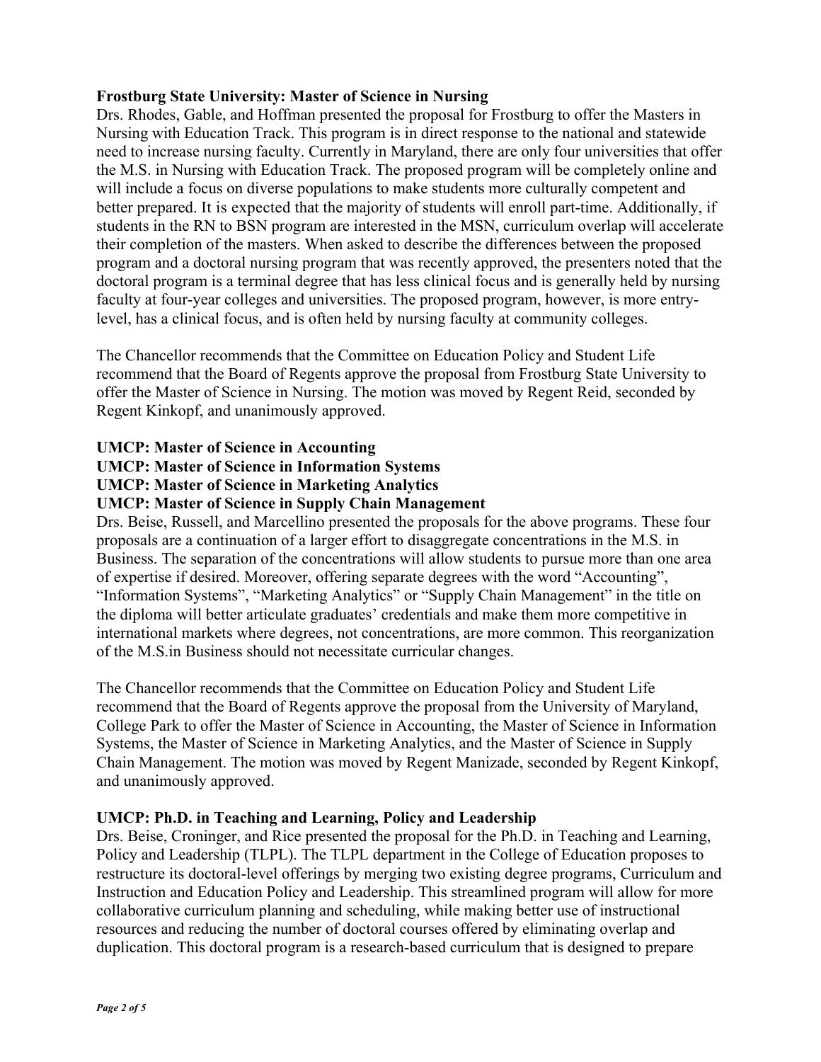**Frostburg State University: Master of Science in Nursing**

Drs. Rhodes, Gable, and Hoffman presented the proposal for Frostburg to offer the Masters in Nursing with Education Track. This program is in direct response to the national and statewide need to increase nursing faculty. Currently in Maryland, there are only four universities that offer the M.S. in Nursing with Education Track. The proposed program will be completely online and will include a focus on diverse populations to make students more culturally competent and better prepared. It is expected that the majority of students will enroll part-time. Additionally, if students in the RN to BSN program are interested in the MSN, curriculum overlap will accelerate their completion of the masters. When asked to describe the differences between the proposed program and a doctoral nursing program that was recently approved, the presenters noted that the doctoral program is a terminal degree that has less clinical focus and is generally held by nursing faculty at four-year colleges and universities. The proposed program, however, is more entry-level, has a clinical focus, and is often held by nursing faculty at community colleges.

The Chancellor recommends that the Committee on Education Policy and Student Life recommend that the Board of Regents approve the proposal from Frostburg State University to offer the Master of Science in Nursing. The motion was moved by Regent Reid, seconded by Regent Kinkopf, and unanimously approved.

**UMCP: Master of Science in Accounting**
**UMCP: Master of Science in Information Systems**
**UMCP: Master of Science in Marketing Analytics**
**UMCP: Master of Science in Supply Chain Management**

Drs. Beise, Russell, and Marcellino presented the proposals for the above programs. These four proposals are a continuation of a larger effort to disaggregate concentrations in the M.S. in Business. The separation of the concentrations will allow students to pursue more than one area of expertise if desired. Moreover, offering separate degrees with the word "Accounting", "Information Systems", "Marketing Analytics" or "Supply Chain Management" in the title on the diploma will better articulate graduates' credentials and make them more competitive in international markets where degrees, not concentrations, are more common. This reorganization of the M.S.in Business should not necessitate curricular changes.

The Chancellor recommends that the Committee on Education Policy and Student Life recommend that the Board of Regents approve the proposal from the University of Maryland, College Park to offer the Master of Science in Accounting, the Master of Science in Information Systems, the Master of Science in Marketing Analytics, and the Master of Science in Supply Chain Management. The motion was moved by Regent Manizade, seconded by Regent Kinkopf, and unanimously approved.

**UMCP: Ph.D. in Teaching and Learning, Policy and Leadership**

Drs. Beise, Croninger, and Rice presented the proposal for the Ph.D. in Teaching and Learning, Policy and Leadership (TLPL). The TLPL department in the College of Education proposes to restructure its doctoral-level offerings by merging two existing degree programs, Curriculum and Instruction and Education Policy and Leadership. This streamlined program will allow for more collaborative curriculum planning and scheduling, while making better use of instructional resources and reducing the number of doctoral courses offered by eliminating overlap and duplication. This doctoral program is a research-based curriculum that is designed to prepare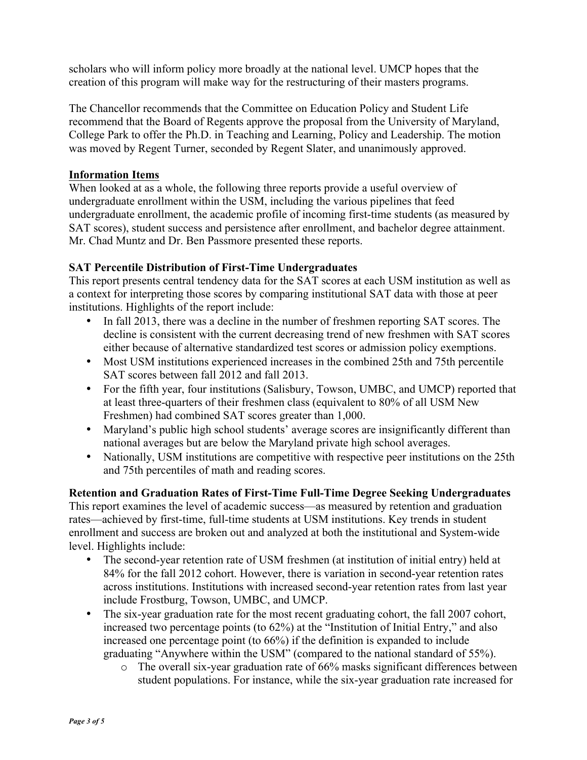scholars who will inform policy more broadly at the national level. UMCP hopes that the creation of this program will make way for the restructuring of their masters programs.

The Chancellor recommends that the Committee on Education Policy and Student Life recommend that the Board of Regents approve the proposal from the University of Maryland, College Park to offer the Ph.D. in Teaching and Learning, Policy and Leadership. The motion was moved by Regent Turner, seconded by Regent Slater, and unanimously approved.

**Information Items**

When looked at as a whole, the following three reports provide a useful overview of undergraduate enrollment within the USM, including the various pipelines that feed undergraduate enrollment, the academic profile of incoming first-time students (as measured by SAT scores), student success and persistence after enrollment, and bachelor degree attainment. Mr. Chad Muntz and Dr. Ben Passmore presented these reports.

**SAT Percentile Distribution of First-Time Undergraduates**

This report presents central tendency data for the SAT scores at each USM institution as well as a context for interpreting those scores by comparing institutional SAT data with those at peer institutions. Highlights of the report include:

- In fall 2013, there was a decline in the number of freshmen reporting SAT scores. The decline is consistent with the current decreasing trend of new freshmen with SAT scores either because of alternative standardized test scores or admission policy exemptions.
- Most USM institutions experienced increases in the combined 25th and 75th percentile SAT scores between fall 2012 and fall 2013.
- For the fifth year, four institutions (Salisbury, Towson, UMBC, and UMCP) reported that at least three-quarters of their freshmen class (equivalent to 80% of all USM New Freshmen) had combined SAT scores greater than 1,000.
- Maryland's public high school students' average scores are insignificantly different than national averages but are below the Maryland private high school averages.
- Nationally, USM institutions are competitive with respective peer institutions on the 25th and 75th percentiles of math and reading scores.

**Retention and Graduation Rates of First-Time Full-Time Degree Seeking Undergraduates**

This report examines the level of academic success—as measured by retention and graduation rates—achieved by first-time, full-time students at USM institutions. Key trends in student enrollment and success are broken out and analyzed at both the institutional and System-wide level. Highlights include:

- The second-year retention rate of USM freshmen (at institution of initial entry) held at 84% for the fall 2012 cohort. However, there is variation in second-year retention rates across institutions. Institutions with increased second-year retention rates from last year include Frostburg, Towson, UMBC, and UMCP.
- The six-year graduation rate for the most recent graduating cohort, the fall 2007 cohort, increased two percentage points (to 62%) at the "Institution of Initial Entry," and also increased one percentage point (to 66%) if the definition is expanded to include graduating "Anywhere within the USM" (compared to the national standard of 55%).
    - The overall six-year graduation rate of 66% masks significant differences between student populations. For instance, while the six-year graduation rate increased for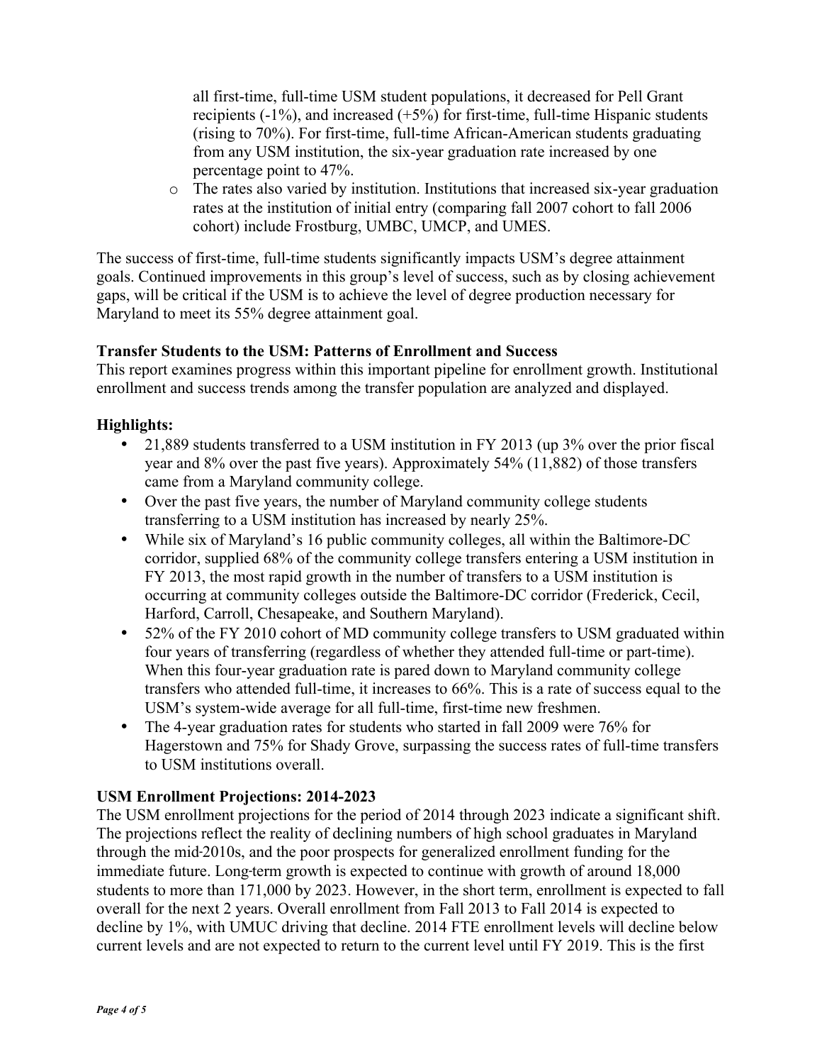all first-time, full-time USM student populations, it decreased for Pell Grant recipients (-1%), and increased (+5%) for first-time, full-time Hispanic students (rising to 70%). For first-time, full-time African-American students graduating from any USM institution, the six-year graduation rate increased by one percentage point to 47%.

  - The rates also varied by institution. Institutions that increased six-year graduation rates at the institution of initial entry (comparing fall 2007 cohort to fall 2006 cohort) include Frostburg, UMBC, UMCP, and UMES.

The success of first-time, full-time students significantly impacts USM's degree attainment goals. Continued improvements in this group's level of success, such as by closing achievement gaps, will be critical if the USM is to achieve the level of degree production necessary for Maryland to meet its 55% degree attainment goal.

**Transfer Students to the USM: Patterns of Enrollment and Success**

This report examines progress within this important pipeline for enrollment growth. Institutional enrollment and success trends among the transfer population are analyzed and displayed.

**Highlights:**

- 21,889 students transferred to a USM institution in FY 2013 (up 3% over the prior fiscal year and 8% over the past five years). Approximately 54% (11,882) of those transfers came from a Maryland community college.
- Over the past five years, the number of Maryland community college students transferring to a USM institution has increased by nearly 25%.
- While six of Maryland's 16 public community colleges, all within the Baltimore-DC corridor, supplied 68% of the community college transfers entering a USM institution in FY 2013, the most rapid growth in the number of transfers to a USM institution is occurring at community colleges outside the Baltimore-DC corridor (Frederick, Cecil, Harford, Carroll, Chesapeake, and Southern Maryland).
- 52% of the FY 2010 cohort of MD community college transfers to USM graduated within four years of transferring (regardless of whether they attended full-time or part-time). When this four-year graduation rate is pared down to Maryland community college transfers who attended full-time, it increases to 66%. This is a rate of success equal to the USM's system-wide average for all full-time, first-time new freshmen.
- The 4-year graduation rates for students who started in fall 2009 were 76% for Hagerstown and 75% for Shady Grove, surpassing the success rates of full-time transfers to USM institutions overall.

**USM Enrollment Projections: 2014-2023**

The USM enrollment projections for the period of 2014 through 2023 indicate a significant shift. The projections reflect the reality of declining numbers of high school graduates in Maryland through the mid-2010s, and the poor prospects for generalized enrollment funding for the immediate future. Long-term growth is expected to continue with growth of around 18,000 students to more than 171,000 by 2023. However, in the short term, enrollment is expected to fall overall for the next 2 years. Overall enrollment from Fall 2013 to Fall 2014 is expected to decline by 1%, with UMUC driving that decline. 2014 FTE enrollment levels will decline below current levels and are not expected to return to the current level until FY 2019. This is the first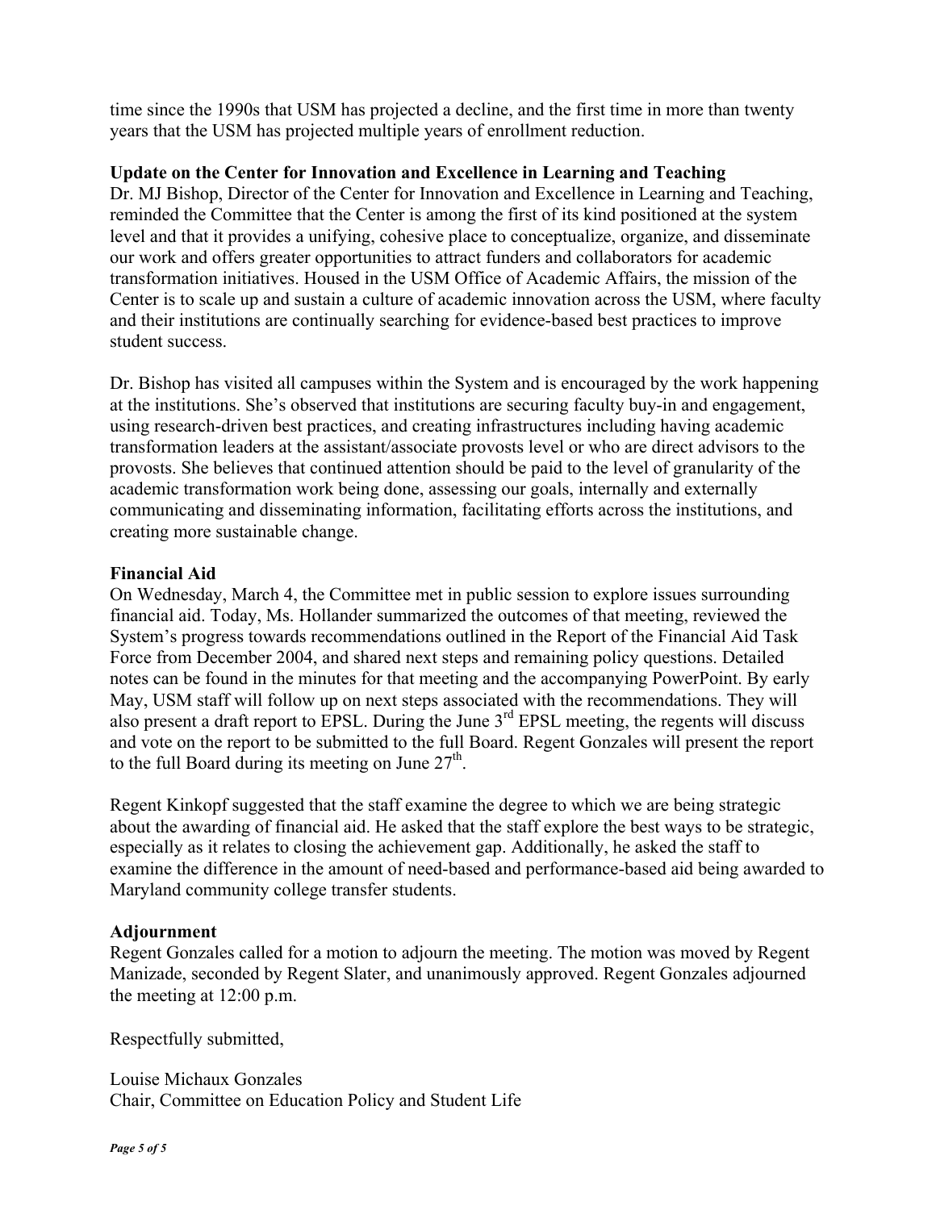time since the 1990s that USM has projected a decline, and the first time in more than twenty years that the USM has projected multiple years of enrollment reduction.

**Update on the Center for Innovation and Excellence in Learning and Teaching**

Dr. MJ Bishop, Director of the Center for Innovation and Excellence in Learning and Teaching, reminded the Committee that the Center is among the first of its kind positioned at the system level and that it provides a unifying, cohesive place to conceptualize, organize, and disseminate our work and offers greater opportunities to attract funders and collaborators for academic transformation initiatives. Housed in the USM Office of Academic Affairs, the mission of the Center is to scale up and sustain a culture of academic innovation across the USM, where faculty and their institutions are continually searching for evidence-based best practices to improve student success.

Dr. Bishop has visited all campuses within the System and is encouraged by the work happening at the institutions. She's observed that institutions are securing faculty buy-in and engagement, using research-driven best practices, and creating infrastructures including having academic transformation leaders at the assistant/associate provosts level or who are direct advisors to the provosts. She believes that continued attention should be paid to the level of granularity of the academic transformation work being done, assessing our goals, internally and externally communicating and disseminating information, facilitating efforts across the institutions, and creating more sustainable change.

**Financial Aid**

On Wednesday, March 4, the Committee met in public session to explore issues surrounding financial aid. Today, Ms. Hollander summarized the outcomes of that meeting, reviewed the System's progress towards recommendations outlined in the Report of the Financial Aid Task Force from December 2004, and shared next steps and remaining policy questions. Detailed notes can be found in the minutes for that meeting and the accompanying PowerPoint. By early May, USM staff will follow up on next steps associated with the recommendations. They will also present a draft report to EPSL. During the June 3rd EPSL meeting, the regents will discuss and vote on the report to be submitted to the full Board. Regent Gonzales will present the report to the full Board during its meeting on June 27th.

Regent Kinkopf suggested that the staff examine the degree to which we are being strategic about the awarding of financial aid. He asked that the staff explore the best ways to be strategic, especially as it relates to closing the achievement gap. Additionally, he asked the staff to examine the difference in the amount of need-based and performance-based aid being awarded to Maryland community college transfer students.

**Adjournment**

Regent Gonzales called for a motion to adjourn the meeting. The motion was moved by Regent Manizade, seconded by Regent Slater, and unanimously approved. Regent Gonzales adjourned the meeting at 12:00 p.m.

Respectfully submitted,

Louise Michaux Gonzales
Chair, Committee on Education Policy and Student Life